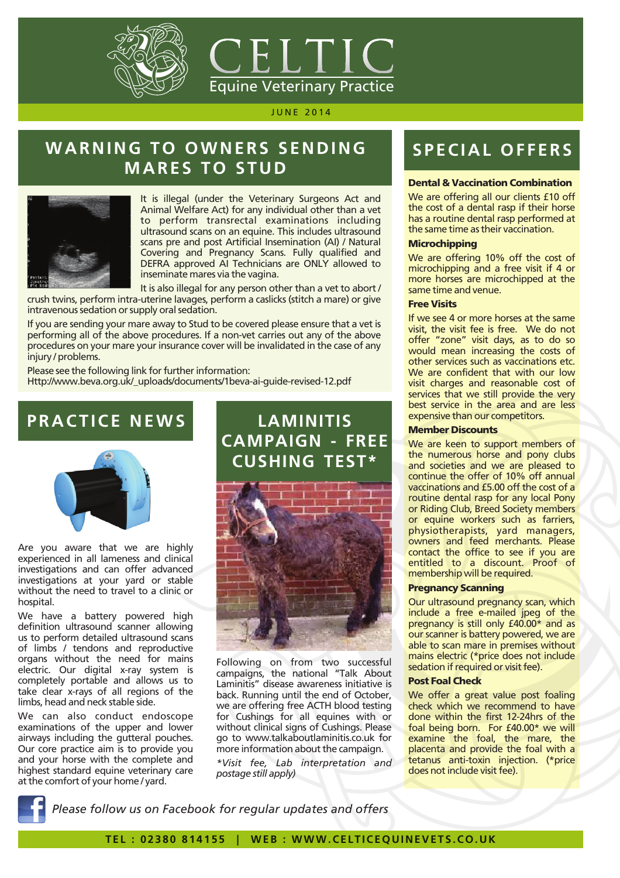# CELTIC

Equine Veterinary Practice

JUNE 2014

## WARNING TO OWNERS SENDING MARES TO STUD

It is illegal (under the Veterinary Surgeons Act and Animal Welfare Act) for any individual other than a vet to perform transrectal examinations including ultrasound scans on an equine. This includes ultrasound scans pre and post Artificial Insemination (AI) / Natural Covering and Pregnancy Scans. Fully qualified and DEFRA approved AI Technicians are ONLY allowed to inseminate mares via the vagina.

It is also illegal for any person other than a vet to abort / crush twins, perform intra-uterine lavages, perform a caslicks (stitch a mare) or give intravenous sedation or supply oral sedation.

If you are sending your mare away to Stud to be covered please ensure that a vet is performing all of the above procedures. If a non-vet carries out any of the above procedures on your mare your insurance cover will be invalidated in the case of any injury / problems.

Please see the following link for further information:
Http://www.beva.org.uk/_uploads/documents/1beva-ai-guide-revised-12.pdf

## PRACTICE NEWS

Are you aware that we are highly experienced in all lameness and clinical investigations and can offer advanced investigations at your yard or stable without the need to travel to a clinic or hospital.

We have a battery powered high definition ultrasound scanner allowing us to perform detailed ultrasound scans of limbs / tendons and reproductive organs without the need for mains electric. Our digital x-ray system is completely portable and allows us to take clear x-rays of all regions of the limbs, head and neck stable side.

We can also conduct endoscope examinations of the upper and lower airways including the gutteral pouches. Our core practice aim is to provide you and your horse with the complete and highest standard equine veterinary care at the comfort of your home / yard.

## LAMINITIS CAMPAIGN - FREE CUSHING TEST*

Following on from two successful campaigns, the national "Talk About Laminitis" disease awareness initiative is back. Running until the end of October, we are offering free ACTH blood testing for Cushings for all equines with or without clinical signs of Cushings. Please go to www.talkaboutlaminitis.co.uk for more information about the campaign.

*\*Visit fee, Lab interpretation and postage still apply)*

## SPECIAL OFFERS

**Dental & Vaccination Combination**

We are offering all our clients £10 off the cost of a dental rasp if their horse has a routine dental rasp performed at the same time as their vaccination.

**Microchipping**

We are offering 10% off the cost of microchipping and a free visit if 4 or more horses are microchipped at the same time and venue.

**Free Visits**

If we see 4 or more horses at the same visit, the visit fee is free. We do not offer "zone" visit days, as to do so would mean increasing the costs of other services such as vaccinations etc. We are confident that with our low visit charges and reasonable cost of services that we still provide the very best service in the area and are less expensive than our competitors.

**Member Discounts**

We are keen to support members of the numerous horse and pony clubs and societies and we are pleased to continue the offer of 10% off annual vaccinations and £5.00 off the cost of a routine dental rasp for any local Pony or Riding Club, Breed Society members or equine workers such as farriers, physiotherapists, yard managers, owners and feed merchants. Please contact the office to see if you are entitled to a discount. Proof of membership will be required.

**Pregnancy Scanning**

Our ultrasound pregnancy scan, which include a free e-mailed jpeg of the pregnancy is still only £40.00* and as our scanner is battery powered, we are able to scan mare in premises without mains electric (*price does not include sedation if required or visit fee).

**Post Foal Check**

We offer a great value post foaling check which we recommend to have done within the first 12-24hrs of the foal being born. For £40.00* we will examine the foal, the mare, the placenta and provide the foal with a tetanus anti-toxin injection. (*price does not include visit fee).

*Please follow us on Facebook for regular updates and offers*

TEL : 02380 814155 | WEB : WWW.CELTICEQUINEVETS.CO.UK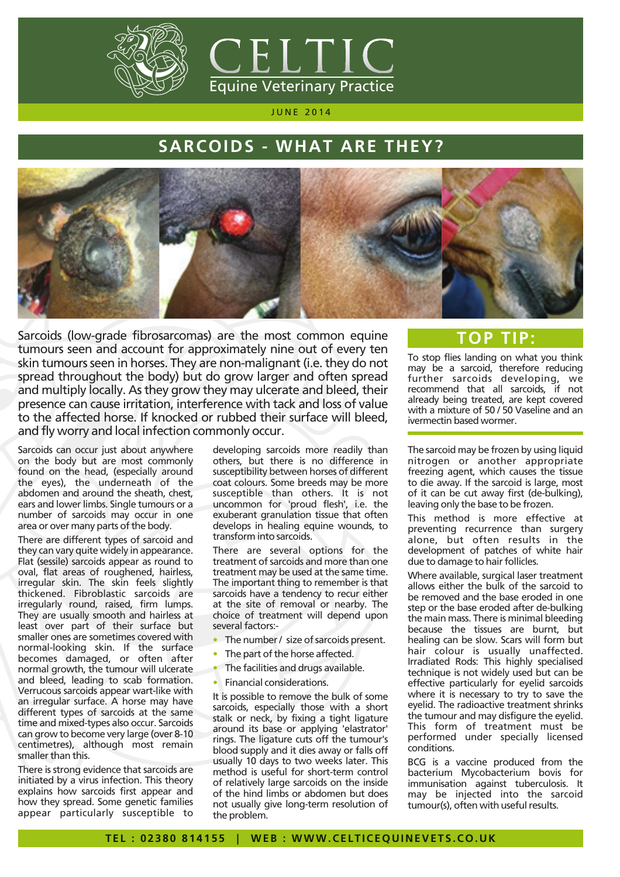# CELTIC

Equine Veterinary Practice

JUNE 2014

## SARCOIDS - WHAT ARE THEY?

Sarcoids (low-grade fibrosarcomas) are the most common equine tumours seen and account for approximately nine out of every ten skin tumours seen in horses. They are non-malignant (i.e. they do not spread throughout the body) but do grow larger and often spread and multiply locally. As they grow they may ulcerate and bleed, their presence can cause irritation, interference with tack and loss of value to the affected horse. If knocked or rubbed their surface will bleed, and fly worry and local infection commonly occur.

Sarcoids can occur just about anywhere on the body but are most commonly found on the head, (especially around the eyes), the underneath of the abdomen and around the sheath, chest, ears and lower limbs. Single tumours or a number of sarcoids may occur in one area or over many parts of the body.

There are different types of sarcoid and they can vary quite widely in appearance. Flat (sessile) sarcoids appear as round to oval, flat areas of roughened, hairless, irregular skin. The skin feels slightly thickened. Fibroblastic sarcoids are irregularly round, raised, firm lumps. They are usually smooth and hairless at least over part of their surface but smaller ones are sometimes covered with normal-looking skin. If the surface becomes damaged, or often after normal growth, the tumour will ulcerate and bleed, leading to scab formation. Verrucous sarcoids appear wart-like with an irregular surface. A horse may have different types of sarcoids at the same time and mixed-types also occur. Sarcoids can grow to become very large (over 8-10 centimetres), although most remain smaller than this.

There is strong evidence that sarcoids are initiated by a virus infection. This theory explains how sarcoids first appear and how they spread. Some genetic families appear particularly susceptible to developing sarcoids more readily than others, but there is no difference in susceptibility between horses of different coat colours. Some breeds may be more susceptible than others. It is not uncommon for 'proud flesh', i.e. the exuberant granulation tissue that often develops in healing equine wounds, to transform into sarcoids.

There are several options for the treatment of sarcoids and more than one treatment may be used at the same time. The important thing to remember is that sarcoids have a tendency to recur either at the site of removal or nearby. The choice of treatment will depend upon several factors:-

- The number / size of sarcoids present.
- The part of the horse affected.
- The facilities and drugs available.
- Financial considerations.

It is possible to remove the bulk of some sarcoids, especially those with a short stalk or neck, by fixing a tight ligature around its base or applying 'elastrator' rings. The ligature cuts off the tumour's blood supply and it dies away or falls off usually 10 days to two weeks later. This method is useful for short-term control of relatively large sarcoids on the inside of the hind limbs or abdomen but does not usually give long-term resolution of the problem.

### TOP TIP:

To stop flies landing on what you think may be a sarcoid, therefore reducing further sarcoids developing, we recommend that all sarcoids, if not already being treated, are kept covered with a mixture of 50 / 50 Vaseline and an ivermectin based wormer.

The sarcoid may be frozen by using liquid nitrogen or another appropriate freezing agent, which causes the tissue to die away. If the sarcoid is large, most of it can be cut away first (de-bulking), leaving only the base to be frozen.

This method is more effective at preventing recurrence than surgery alone, but often results in the development of patches of white hair due to damage to hair follicles.

Where available, surgical laser treatment allows either the bulk of the sarcoid to be removed and the base eroded in one step or the base eroded after de-bulking the main mass. There is minimal bleeding because the tissues are burnt, but healing can be slow. Scars will form but hair colour is usually unaffected. Irradiated Rods: This highly specialised technique is not widely used but can be effective particularly for eyelid sarcoids where it is necessary to try to save the eyelid. The radioactive treatment shrinks the tumour and may disfigure the eyelid. This form of treatment must be performed under specially licensed conditions.

BCG is a vaccine produced from the bacterium Mycobacterium bovis for immunisation against tuberculosis. It may be injected into the sarcoid tumour(s), often with useful results.

TEL : 02380 814155 | WEB : WWW.CELTICEQUINEVETS.CO.UK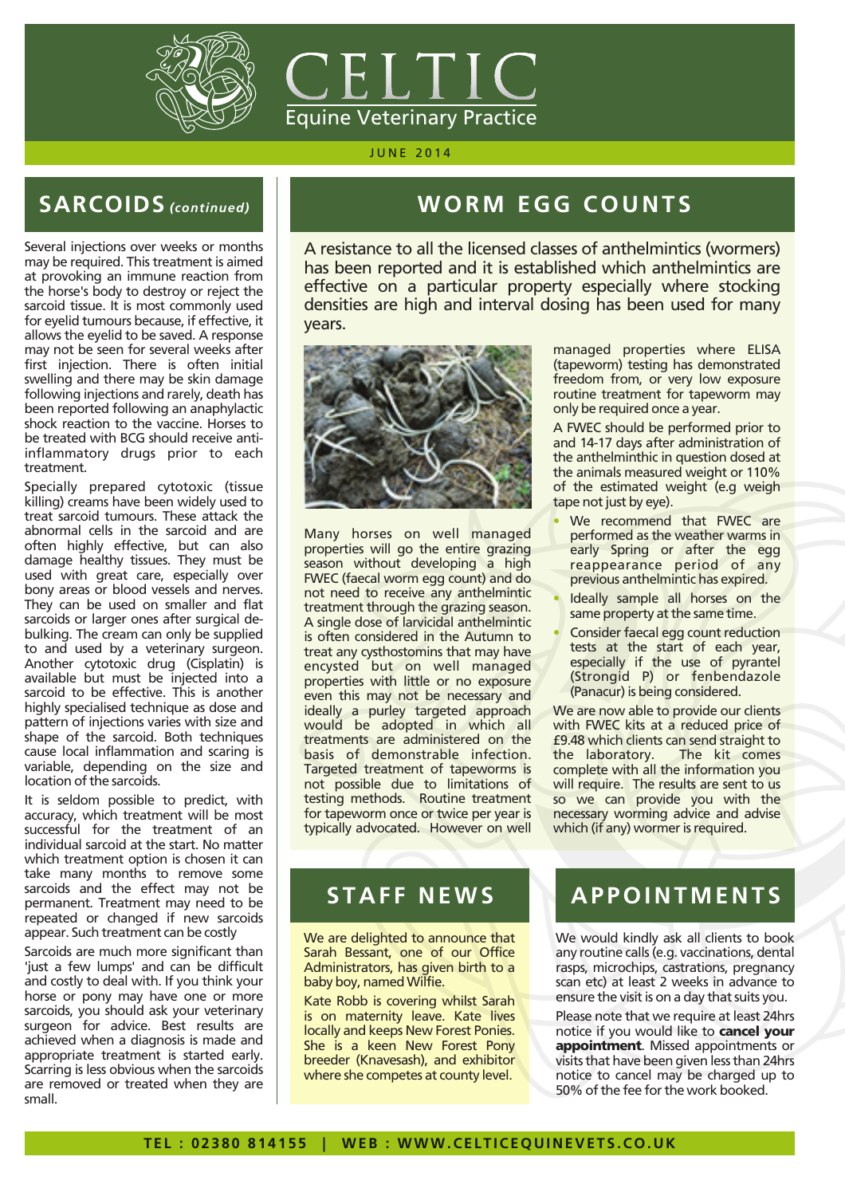# CELTIC

Equine Veterinary Practice

JUNE 2014

## SARCOIDS *(continued)*

Several injections over weeks or months may be required. This treatment is aimed at provoking an immune reaction from the horse's body to destroy or reject the sarcoid tissue. It is most commonly used for eyelid tumours because, if effective, it allows the eyelid to be saved. A response may not be seen for several weeks after first injection. There is often initial swelling and there may be skin damage following injections and rarely, death has been reported following an anaphylactic shock reaction to the vaccine. Horses to be treated with BCG should receive anti-inflammatory drugs prior to each treatment.

Specially prepared cytotoxic (tissue killing) creams have been widely used to treat sarcoid tumours. These attack the abnormal cells in the sarcoid and are often highly effective, but can also damage healthy tissues. They must be used with great care, especially over bony areas or blood vessels and nerves. They can be used on smaller and flat sarcoids or larger ones after surgical de-bulking. The cream can only be supplied to and used by a veterinary surgeon. Another cytotoxic drug (Cisplatin) is available but must be injected into a sarcoid to be effective. This is another highly specialised technique as dose and pattern of injections varies with size and shape of the sarcoid. Both techniques cause local inflammation and scaring is variable, depending on the size and location of the sarcoids.

It is seldom possible to predict, with accuracy, which treatment will be most successful for the treatment of an individual sarcoid at the start. No matter which treatment option is chosen it can take many months to remove some sarcoids and the effect may not be permanent. Treatment may need to be repeated or changed if new sarcoids appear. Such treatment can be costly

Sarcoids are much more significant than 'just a few lumps' and can be difficult and costly to deal with. If you think your horse or pony may have one or more sarcoids, you should ask your veterinary surgeon for advice. Best results are achieved when a diagnosis is made and appropriate treatment is started early. Scarring is less obvious when the sarcoids are removed or treated when they are small.

## WORM EGG COUNTS

A resistance to all the licensed classes of anthelmintics (wormers) has been reported and it is established which anthelmintics are effective on a particular property especially where stocking densities are high and interval dosing has been used for many years.

Many horses on well managed properties will go the entire grazing season without developing a high FWEC (faecal worm egg count) and do not need to receive any anthelmintic treatment through the grazing season. A single dose of larvicidal anthelmintic is often considered in the Autumn to treat any cysthostomins that may have encysted but on well managed properties with little or no exposure even this may not be necessary and ideally a purley targeted approach would be adopted in which all treatments are administered on the basis of demonstrable infection. Targeted treatment of tapeworms is not possible due to limitations of testing methods. Routine treatment for tapeworm once or twice per year is typically advocated. However on well managed properties where ELISA (tapeworm) testing has demonstrated freedom from, or very low exposure routine treatment for tapeworm may only be required once a year.

A FWEC should be performed prior to and 14-17 days after administration of the anthelminthic in question dosed at the animals measured weight or 110% of the estimated weight (e.g weigh tape not just by eye).

- We recommend that FWEC are performed as the weather warms in early Spring or after the egg reappearance period of any previous anthelmintic has expired.
- Ideally sample all horses on the same property at the same time.
- Consider faecal egg count reduction tests at the start of each year, especially if the use of pyrantel (Strongid P) or fenbendazole (Panacur) is being considered.

We are now able to provide our clients with FWEC kits at a reduced price of £9.48 which clients can send straight to the laboratory. The kit comes complete with all the information you will require. The results are sent to us so we can provide you with the necessary worming advice and advise which (if any) wormer is required.

## STAFF NEWS

We are delighted to announce that Sarah Bessant, one of our Office Administrators, has given birth to a baby boy, named Wilfie.

Kate Robb is covering whilst Sarah is on maternity leave. Kate lives locally and keeps New Forest Ponies. She is a keen New Forest Pony breeder (Knavesash), and exhibitor where she competes at county level.

## APPOINTMENTS

We would kindly ask all clients to book any routine calls (e.g. vaccinations, dental rasps, microchips, castrations, pregnancy scan etc) at least 2 weeks in advance to ensure the visit is on a day that suits you.

Please note that we require at least 24hrs notice if you would like to **cancel your appointment**. Missed appointments or visits that have been given less than 24hrs notice to cancel may be charged up to 50% of the fee for the work booked.

TEL : 02380 814155 | WEB : WWW.CELTICEQUINEVETS.CO.UK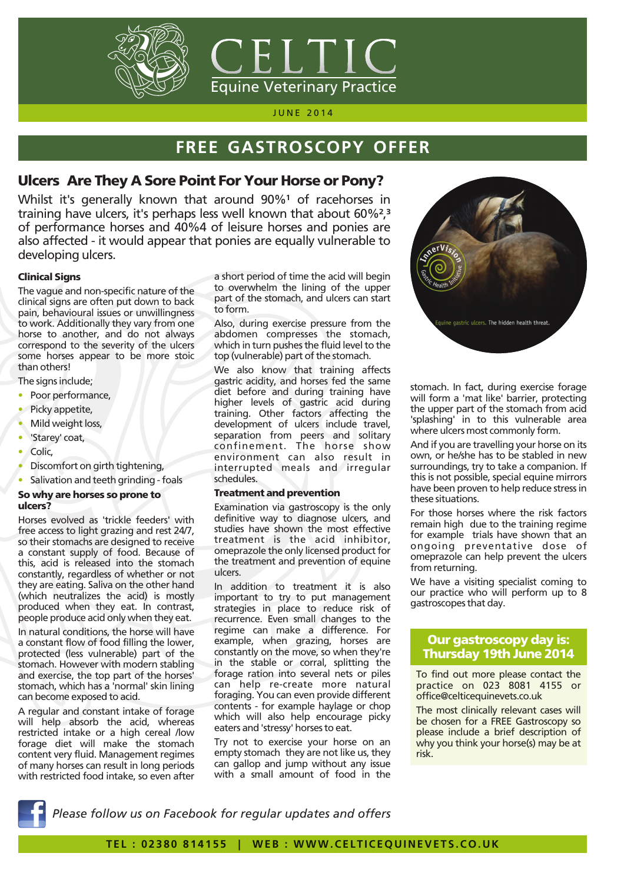# CELTIC

Equine Veterinary Practice

JUNE 2014

## FREE GASTROSCOPY OFFER

## Ulcers Are They A Sore Point For Your Horse or Pony?

Whilst it's generally known that around 90%[1] of racehorses in training have ulcers, it's perhaps less well known that about 60%[2,3] of performance horses and 40%[4] of leisure horses and ponies are also affected - it would appear that ponies are equally vulnerable to developing ulcers.

### Clinical Signs

The vague and non-specific nature of the clinical signs are often put down to back pain, behavioural issues or unwillingness to work. Additionally they vary from one horse to another, and do not always correspond to the severity of the ulcers some horses appear to be more stoic than others!

The signs include;

- Poor performance,
- Picky appetite,
- Mild weight loss,
- 'Starey' coat,
- Colic,
- Discomfort on girth tightening,
- Salivation and teeth grinding - foals

### So why are horses so prone to ulcers?

Horses evolved as 'trickle feeders' with free access to light grazing and rest 24/7, so their stomachs are designed to receive a constant supply of food. Because of this, acid is released into the stomach constantly, regardless of whether or not they are eating. Saliva on the other hand (which neutralizes the acid) is mostly produced when they eat. In contrast, people produce acid only when they eat.

In natural conditions, the horse will have a constant flow of food filling the lower, protected (less vulnerable) part of the stomach. However with modern stabling and exercise, the top part of the horses' stomach, which has a 'normal' skin lining can become exposed to acid.

A regular and constant intake of forage will help absorb the acid, whereas restricted intake or a high cereal /low forage diet will make the stomach content very fluid. Management regimes of many horses can result in long periods with restricted food intake, so even after a short period of time the acid will begin to overwhelm the lining of the upper part of the stomach, and ulcers can start to form.

Also, during exercise pressure from the abdomen compresses the stomach, which in turn pushes the fluid level to the top (vulnerable) part of the stomach.

We also know that training affects gastric acidity, and horses fed the same diet before and during training have higher levels of gastric acid during training. Other factors affecting the development of ulcers include travel, separation from peers and solitary confinement. The horse show environment can also result in interrupted meals and irregular schedules.

### Treatment and prevention

Examination via gastroscopy is the only definitive way to diagnose ulcers, and studies have shown the most effective treatment is the acid inhibitor, omeprazole the only licensed product for the treatment and prevention of equine ulcers.

In addition to treatment it is also important to try to put management strategies in place to reduce risk of recurrence. Even small changes to the regime can make a difference. For example, when grazing, horses are constantly on the move, so when they're in the stable or corral, splitting the forage ration into several nets or piles can help re-create more natural foraging. You can even provide different contents - for example haylage or chop which will also help encourage picky eaters and 'stressy' horses to eat.

Try not to exercise your horse on an empty stomach they are not like us, they can gallop and jump without any issue with a small amount of food in the stomach. In fact, during exercise forage will form a 'mat like' barrier, protecting the upper part of the stomach from acid 'splashing' in to this vulnerable area where ulcers most commonly form.

InnerVision Gastric Health Initiative

Equine gastric ulcers. The hidden health threat.

And if you are travelling your horse on its own, or he/she has to be stabled in new surroundings, try to take a companion. If this is not possible, special equine mirrors have been proven to help reduce stress in these situations.

For those horses where the risk factors remain high due to the training regime for example trials have shown that an ongoing preventative dose of omeprazole can help prevent the ulcers from returning.

We have a visiting specialist coming to our practice who will perform up to 8 gastroscopes that day.

### Our gastroscopy day is: Thursday 19th June 2014

To find out more please contact the practice on 023 8081 4155 or office@celticequinevets.co.uk

The most clinically relevant cases will be chosen for a FREE Gastroscopy so please include a brief description of why you think your horse(s) may be at risk.

*Please follow us on Facebook for regular updates and offers*

TEL : 02380 814155 | WEB : WWW.CELTICEQUINEVETS.CO.UK